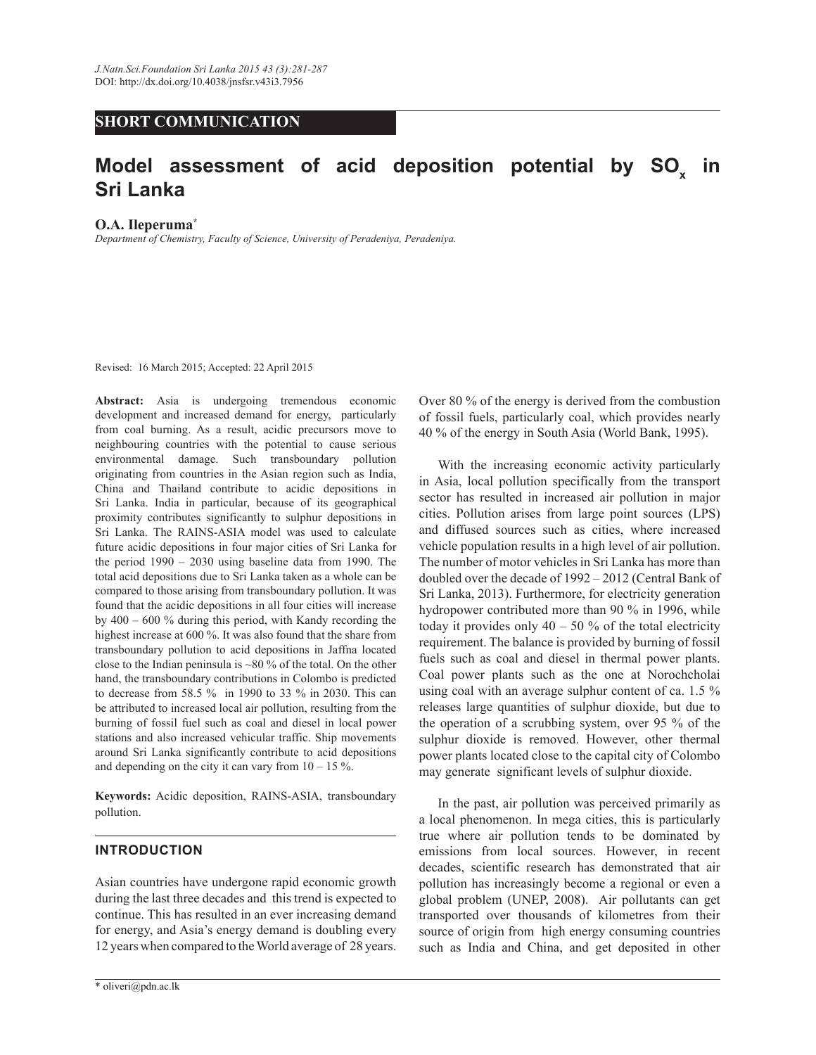## SHORT COMMUNICATION

# Model assessment of acid deposition potential by $SO_x$ in Sri Lanka

**O.A. Ileperuma***

*Department of Chemistry, Faculty of Science, University of Peradeniya, Peradeniya.*

Revised: 16 March 2015; Accepted: 22 April 2015

**Abstract:** Asia is undergoing tremendous economic development and increased demand for energy, particularly from coal burning. As a result, acidic precursors move to neighbouring countries with the potential to cause serious environmental damage. Such transboundary pollution originating from countries in the Asian region such as India, China and Thailand contribute to acidic depositions in Sri Lanka. India in particular, because of its geographical proximity contributes significantly to sulphur depositions in Sri Lanka. The RAINS-ASIA model was used to calculate future acidic depositions in four major cities of Sri Lanka for the period 1990 – 2030 using baseline data from 1990. The total acid depositions due to Sri Lanka taken as a whole can be compared to those arising from transboundary pollution. It was found that the acidic depositions in all four cities will increase by 400 – 600 % during this period, with Kandy recording the highest increase at 600 %. It was also found that the share from transboundary pollution to acid depositions in Jaffna located close to the Indian peninsula is ~80 % of the total. On the other hand, the transboundary contributions in Colombo is predicted to decrease from 58.5 % in 1990 to 33 % in 2030. This can be attributed to increased local air pollution, resulting from the burning of fossil fuel such as coal and diesel in local power stations and also increased vehicular traffic. Ship movements around Sri Lanka significantly contribute to acid depositions and depending on the city it can vary from 10 – 15 %.

**Keywords:** Acidic deposition, RAINS-ASIA, transboundary pollution.

## INTRODUCTION

Asian countries have undergone rapid economic growth during the last three decades and this trend is expected to continue. This has resulted in an ever increasing demand for energy, and Asia's energy demand is doubling every 12 years when compared to the World average of 28 years. Over 80 % of the energy is derived from the combustion of fossil fuels, particularly coal, which provides nearly 40 % of the energy in South Asia (World Bank, 1995).

With the increasing economic activity particularly in Asia, local pollution specifically from the transport sector has resulted in increased air pollution in major cities. Pollution arises from large point sources (LPS) and diffused sources such as cities, where increased vehicle population results in a high level of air pollution. The number of motor vehicles in Sri Lanka has more than doubled over the decade of 1992 – 2012 (Central Bank of Sri Lanka, 2013). Furthermore, for electricity generation hydropower contributed more than 90 % in 1996, while today it provides only 40 – 50 % of the total electricity requirement. The balance is provided by burning of fossil fuels such as coal and diesel in thermal power plants. Coal power plants such as the one at Norochcholai using coal with an average sulphur content of ca. 1.5 % releases large quantities of sulphur dioxide, but due to the operation of a scrubbing system, over 95 % of the sulphur dioxide is removed. However, other thermal power plants located close to the capital city of Colombo may generate significant levels of sulphur dioxide.

In the past, air pollution was perceived primarily as a local phenomenon. In mega cities, this is particularly true where air pollution tends to be dominated by emissions from local sources. However, in recent decades, scientific research has demonstrated that air pollution has increasingly become a regional or even a global problem (UNEP, 2008). Air pollutants can get transported over thousands of kilometres from their source of origin from high energy consuming countries such as India and China, and get deposited in other

\* oliveri@pdn.ac.lk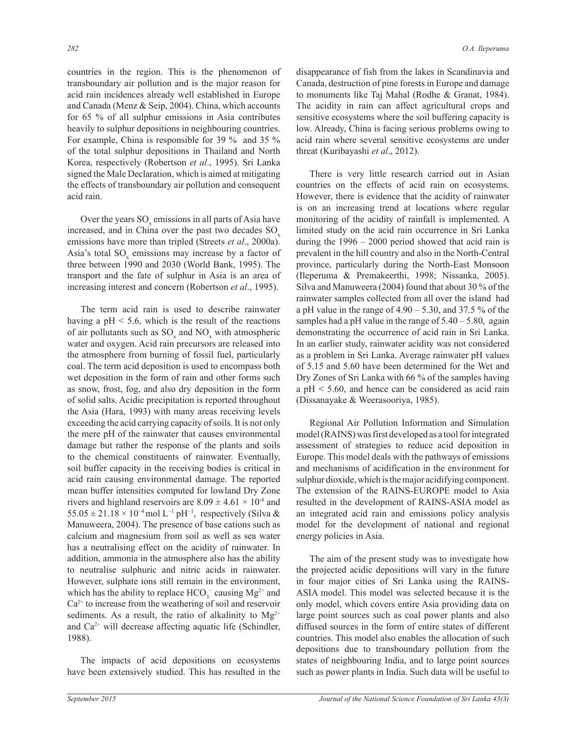countries in the region. This is the phenomenon of transboundary air pollution and is the major reason for acid rain incidences already well established in Europe and Canada (Menz & Seip, 2004). China, which accounts for 65 % of all sulphur emissions in Asia contributes heavily to sulphur depositions in neighbouring countries. For example, China is responsible for 39 % and 35 % of the total sulphur depositions in Thailand and North Korea, respectively (Robertson *et al*., 1995). Sri Lanka signed the Male Declaration, which is aimed at mitigating the effects of transboundary air pollution and consequent acid rain.

Over the years $SO_x$ emissions in all parts of Asia have increased, and in China over the past two decades $SO_x$ emissions have more than tripled (Streets *et al*., 2000a). Asia's total $SO_x$ emissions may increase by a factor of three between 1990 and 2030 (World Bank, 1995). The transport and the fate of sulphur in Asia is an area of increasing interest and concern (Robertson *et al*., 1995).

The term acid rain is used to describe rainwater having a pH < 5.6, which is the result of the reactions of air pollutants such as $SO_x$ and $NO_x$ with atmospheric water and oxygen. Acid rain precursors are released into the atmosphere from burning of fossil fuel, particularly coal. The term acid deposition is used to encompass both wet deposition in the form of rain and other forms such as snow, frost, fog, and also dry deposition in the form of solid salts. Acidic precipitation is reported throughout the Asia (Hara, 1993) with many areas receiving levels exceeding the acid carrying capacity of soils. It is not only the mere pH of the rainwater that causes environmental damage but rather the response of the plants and soils to the chemical constituents of rainwater. Eventually, soil buffer capacity in the receiving bodies is critical in acid rain causing environmental damage. The reported mean buffer intensities computed for lowland Dry Zone rivers and highland reservoirs are $8.09 \pm 4.61 \times 10^{-4}$ and $55.05 \pm 21.18 \times 10^{-4}$ mol $L^{-1}$ $pH^{-1}$, respectively (Silva & Manuweera, 2004). The presence of base cations such as calcium and magnesium from soil as well as sea water has a neutralising effect on the acidity of rainwater. In addition, ammonia in the atmosphere also has the ability to neutralise sulphuric and nitric acids in rainwater. However, sulphate ions still remain in the environment, which has the ability to replace $HCO_3^-$ causing $Mg^{2+}$ and $Ca^{2+}$ to increase from the weathering of soil and reservoir sediments. As a result, the ratio of alkalinity to $Mg^{2+}$ and $Ca^{2+}$ will decrease affecting aquatic life (Schindler, 1988).

The impacts of acid depositions on ecosystems have been extensively studied. This has resulted in the disappearance of fish from the lakes in Scandinavia and Canada, destruction of pine forests in Europe and damage to monuments like Taj Mahal (Rodhe & Granat, 1984). The acidity in rain can affect agricultural crops and sensitive ecosystems where the soil buffering capacity is low. Already, China is facing serious problems owing to acid rain where several sensitive ecosystems are under threat (Kuribayashi *et al*., 2012).

There is very little research carried out in Asian countries on the effects of acid rain on ecosystems. However, there is evidence that the acidity of rainwater is on an increasing trend at locations where regular monitoring of the acidity of rainfall is implemented. A limited study on the acid rain occurrence in Sri Lanka during the 1996 – 2000 period showed that acid rain is prevalent in the hill country and also in the North-Central province, particularly during the North-East Monsoon (Ileperuma & Premakeerthi, 1998; Nissanka, 2005). Silva and Manuweera (2004) found that about 30 % of the rainwater samples collected from all over the island had a pH value in the range of 4.90 – 5.30, and 37.5 % of the samples had a pH value in the range of 5.40 – 5.80, again demonstrating the occurrence of acid rain in Sri Lanka. In an earlier study, rainwater acidity was not considered as a problem in Sri Lanka. Average rainwater pH values of 5.15 and 5.60 have been determined for the Wet and Dry Zones of Sri Lanka with 66 % of the samples having a pH < 5.60, and hence can be considered as acid rain (Dissanayake & Weerasooriya, 1985).

Regional Air Pollution Information and Simulation model (RAINS) was first developed as a tool for integrated assessment of strategies to reduce acid deposition in Europe. This model deals with the pathways of emissions and mechanisms of acidification in the environment for sulphur dioxide, which is the major acidifying component. The extension of the RAINS-EUROPE model to Asia resulted in the development of RAINS-ASIA model as an integrated acid rain and emissions policy analysis model for the development of national and regional energy policies in Asia.

The aim of the present study was to investigate how the projected acidic depositions will vary in the future in four major cities of Sri Lanka using the RAINS-ASIA model. This model was selected because it is the only model, which covers entire Asia providing data on large point sources such as coal power plants and also diffused sources in the form of entire states of different countries. This model also enables the allocation of such depositions due to transboundary pollution from the states of neighbouring India, and to large point sources such as power plants in India. Such data will be useful to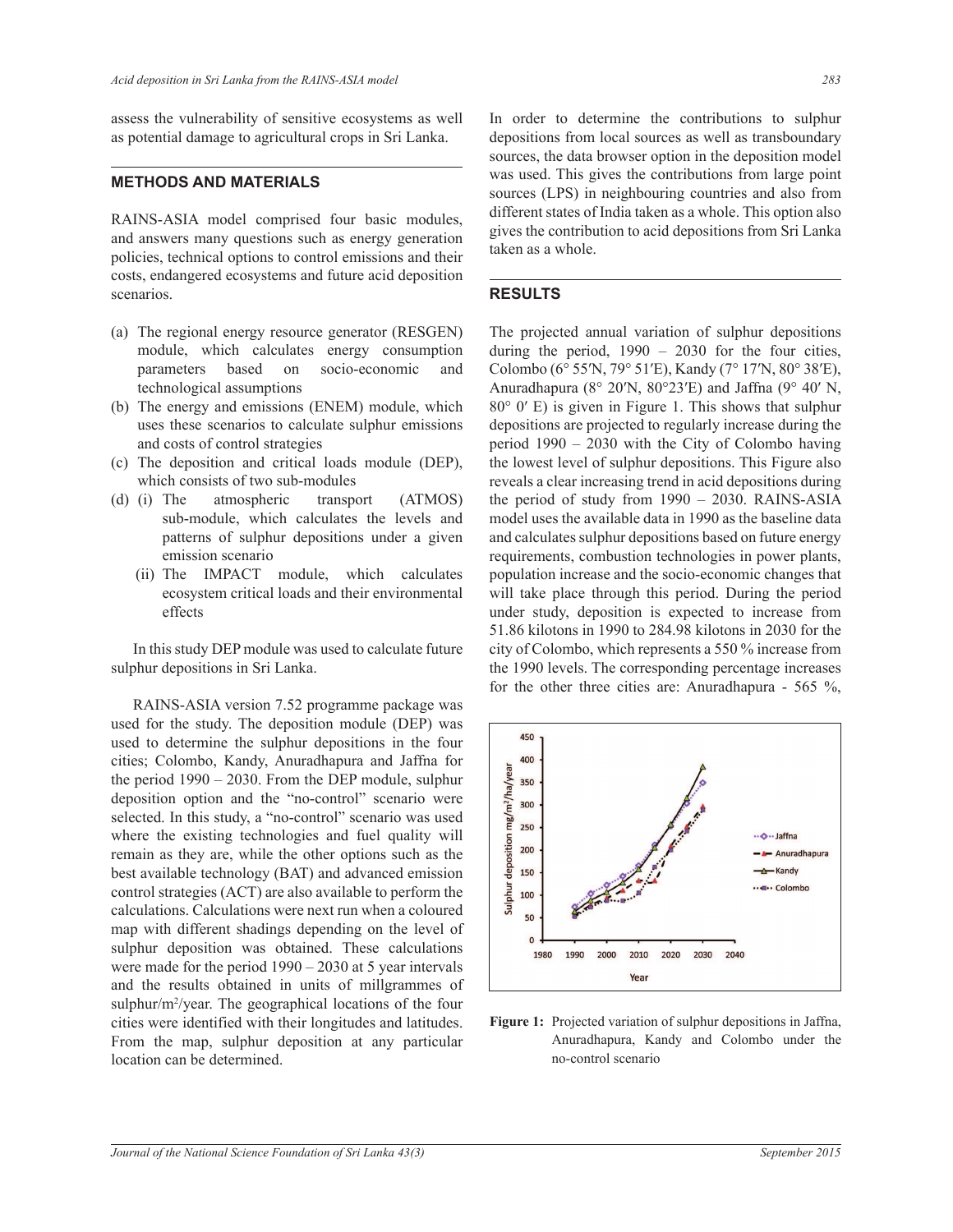assess the vulnerability of sensitive ecosystems as well as potential damage to agricultural crops in Sri Lanka.

## METHODS AND MATERIALS

RAINS-ASIA model comprised four basic modules, and answers many questions such as energy generation policies, technical options to control emissions and their costs, endangered ecosystems and future acid deposition scenarios.

(a) The regional energy resource generator (RESGEN) module, which calculates energy consumption parameters based on socio-economic and technological assumptions
(b) The energy and emissions (ENEM) module, which uses these scenarios to calculate sulphur emissions and costs of control strategies
(c) The deposition and critical loads module (DEP), which consists of two sub-modules
(d) (i) The atmospheric transport (ATMOS) sub-module, which calculates the levels and patterns of sulphur depositions under a given emission scenario
   (ii) The IMPACT module, which calculates ecosystem critical loads and their environmental effects

In this study DEP module was used to calculate future sulphur depositions in Sri Lanka.

RAINS-ASIA version 7.52 programme package was used for the study. The deposition module (DEP) was used to determine the sulphur depositions in the four cities; Colombo, Kandy, Anuradhapura and Jaffna for the period 1990 – 2030. From the DEP module, sulphur deposition option and the "no-control" scenario were selected. In this study, a "no-control" scenario was used where the existing technologies and fuel quality will remain as they are, while the other options such as the best available technology (BAT) and advanced emission control strategies (ACT) are also available to perform the calculations. Calculations were next run when a coloured map with different shadings depending on the level of sulphur deposition was obtained. These calculations were made for the period 1990 – 2030 at 5 year intervals and the results obtained in units of millgrammes of sulphur/m$^2$/year. The geographical locations of the four cities were identified with their longitudes and latitudes. From the map, sulphur deposition at any particular location can be determined.

In order to determine the contributions to sulphur depositions from local sources as well as transboundary sources, the data browser option in the deposition model was used. This gives the contributions from large point sources (LPS) in neighbouring countries and also from different states of India taken as a whole. This option also gives the contribution to acid depositions from Sri Lanka taken as a whole.

## RESULTS

The projected annual variation of sulphur depositions during the period, 1990 – 2030 for the four cities, Colombo (6° 55′N, 79° 51′E), Kandy (7° 17′N, 80° 38′E), Anuradhapura (8° 20′N, 80°23′E) and Jaffna (9° 40′ N, 80° 0′ E) is given in Figure 1. This shows that sulphur depositions are projected to regularly increase during the period 1990 – 2030 with the City of Colombo having the lowest level of sulphur depositions. This Figure also reveals a clear increasing trend in acid depositions during the period of study from 1990 – 2030. RAINS-ASIA model uses the available data in 1990 as the baseline data and calculates sulphur depositions based on future energy requirements, combustion technologies in power plants, population increase and the socio-economic changes that will take place through this period. During the period under study, deposition is expected to increase from 51.86 kilotons in 1990 to 284.98 kilotons in 2030 for the city of Colombo, which represents a 550 % increase from the 1990 levels. The corresponding percentage increases for the other three cities are: Anuradhapura - 565 %,

**Figure 1:** Projected variation of sulphur depositions in Jaffna, Anuradhapura, Kandy and Colombo under the no-control scenario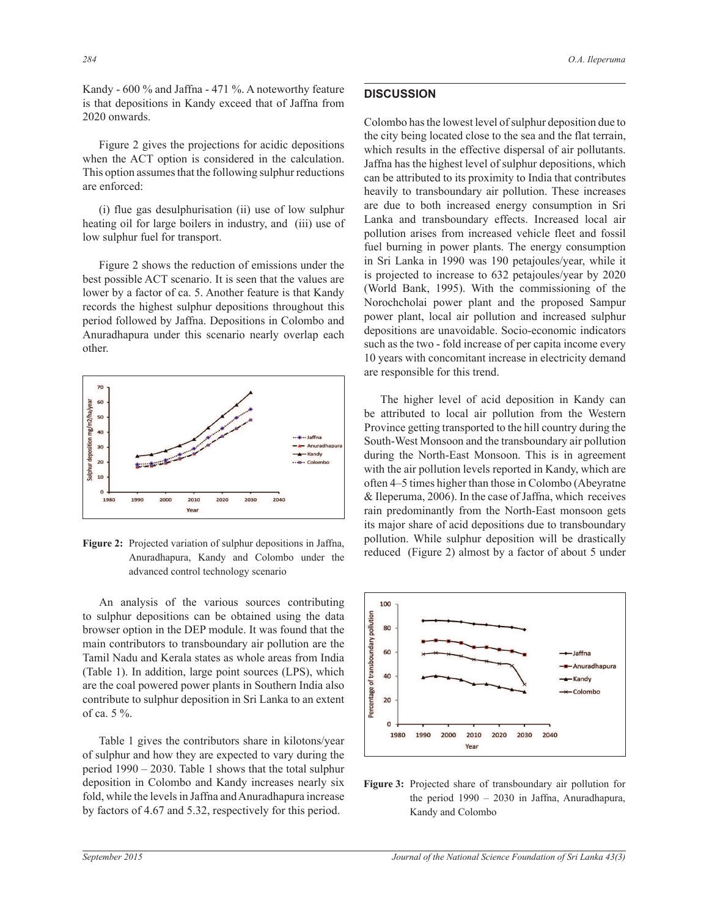Kandy - 600 % and Jaffna - 471 %. A noteworthy feature is that depositions in Kandy exceed that of Jaffna from 2020 onwards.

Figure 2 gives the projections for acidic depositions when the ACT option is considered in the calculation. This option assumes that the following sulphur reductions are enforced:

(i) flue gas desulphurisation (ii) use of low sulphur heating oil for large boilers in industry, and (iii) use of low sulphur fuel for transport.

Figure 2 shows the reduction of emissions under the best possible ACT scenario. It is seen that the values are lower by a factor of ca. 5. Another feature is that Kandy records the highest sulphur depositions throughout this period followed by Jaffna. Depositions in Colombo and Anuradhapura under this scenario nearly overlap each other.

**Figure 2:** Projected variation of sulphur depositions in Jaffna, Anuradhapura, Kandy and Colombo under the advanced control technology scenario

An analysis of the various sources contributing to sulphur depositions can be obtained using the data browser option in the DEP module. It was found that the main contributors to transboundary air pollution are the Tamil Nadu and Kerala states as whole areas from India (Table 1). In addition, large point sources (LPS), which are the coal powered power plants in Southern India also contribute to sulphur deposition in Sri Lanka to an extent of ca. 5 %.

Table 1 gives the contributors share in kilotons/year of sulphur and how they are expected to vary during the period 1990 – 2030. Table 1 shows that the total sulphur deposition in Colombo and Kandy increases nearly six fold, while the levels in Jaffna and Anuradhapura increase by factors of 4.67 and 5.32, respectively for this period.

## DISCUSSION

Colombo has the lowest level of sulphur deposition due to the city being located close to the sea and the flat terrain, which results in the effective dispersal of air pollutants. Jaffna has the highest level of sulphur depositions, which can be attributed to its proximity to India that contributes heavily to transboundary air pollution. These increases are due to both increased energy consumption in Sri Lanka and transboundary effects. Increased local air pollution arises from increased vehicle fleet and fossil fuel burning in power plants. The energy consumption in Sri Lanka in 1990 was 190 petajoules/year, while it is projected to increase to 632 petajoules/year by 2020 (World Bank, 1995). With the commissioning of the Norochcholai power plant and the proposed Sampur power plant, local air pollution and increased sulphur depositions are unavoidable. Socio-economic indicators such as the two - fold increase of per capita income every 10 years with concomitant increase in electricity demand are responsible for this trend.

The higher level of acid deposition in Kandy can be attributed to local air pollution from the Western Province getting transported to the hill country during the South-West Monsoon and the transboundary air pollution during the North-East Monsoon. This is in agreement with the air pollution levels reported in Kandy, which are often 4–5 times higher than those in Colombo (Abeyratne & Ileperuma, 2006). In the case of Jaffna, which receives rain predominantly from the North-East monsoon gets its major share of acid depositions due to transboundary pollution. While sulphur deposition will be drastically reduced (Figure 2) almost by a factor of about 5 under

**Figure 3:** Projected share of transboundary air pollution for the period 1990 – 2030 in Jaffna, Anuradhapura, Kandy and Colombo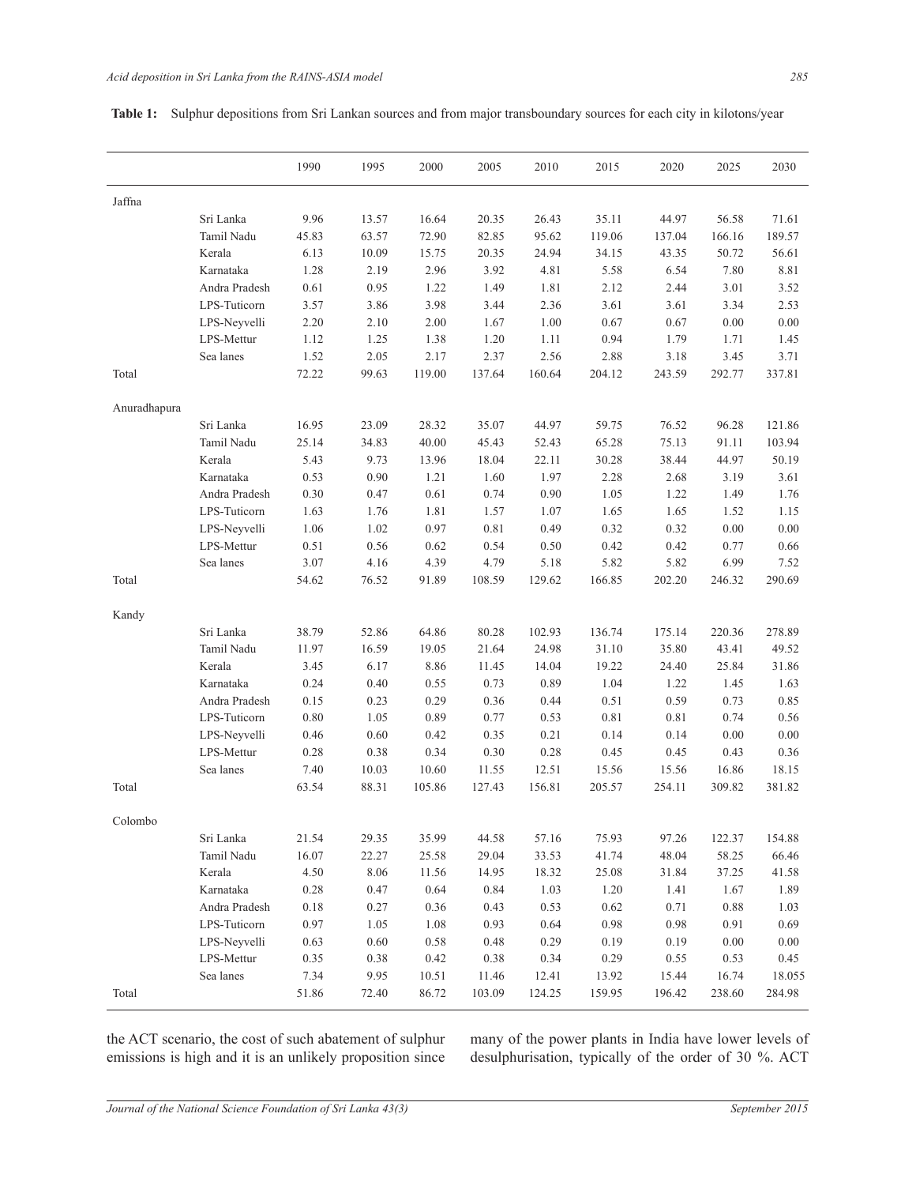**Table 1:** Sulphur depositions from Sri Lankan sources and from major transboundary sources for each city in kilotons/year

| | | 1990 | 1995 | 2000 | 2005 | 2010 | 2015 | 2020 | 2025 | 2030 |
|---|---|---|---|---|---|---|---|---|---|---|
| Jaffna | | | | | | | | | | |
| | Sri Lanka | 9.96 | 13.57 | 16.64 | 20.35 | 26.43 | 35.11 | 44.97 | 56.58 | 71.61 |
| | Tamil Nadu | 45.83 | 63.57 | 72.90 | 82.85 | 95.62 | 119.06 | 137.04 | 166.16 | 189.57 |
| | Kerala | 6.13 | 10.09 | 15.75 | 20.35 | 24.94 | 34.15 | 43.35 | 50.72 | 56.61 |
| | Karnataka | 1.28 | 2.19 | 2.96 | 3.92 | 4.81 | 5.58 | 6.54 | 7.80 | 8.81 |
| | Andra Pradesh | 0.61 | 0.95 | 1.22 | 1.49 | 1.81 | 2.12 | 2.44 | 3.01 | 3.52 |
| | LPS-Tuticorn | 3.57 | 3.86 | 3.98 | 3.44 | 2.36 | 3.61 | 3.61 | 3.34 | 2.53 |
| | LPS-Neyvelli | 2.20 | 2.10 | 2.00 | 1.67 | 1.00 | 0.67 | 0.67 | 0.00 | 0.00 |
| | LPS-Mettur | 1.12 | 1.25 | 1.38 | 1.20 | 1.11 | 0.94 | 1.79 | 1.71 | 1.45 |
| | Sea lanes | 1.52 | 2.05 | 2.17 | 2.37 | 2.56 | 2.88 | 3.18 | 3.45 | 3.71 |
| Total | | 72.22 | 99.63 | 119.00 | 137.64 | 160.64 | 204.12 | 243.59 | 292.77 | 337.81 |
| Anuradhapura | | | | | | | | | | |
| | Sri Lanka | 16.95 | 23.09 | 28.32 | 35.07 | 44.97 | 59.75 | 76.52 | 96.28 | 121.86 |
| | Tamil Nadu | 25.14 | 34.83 | 40.00 | 45.43 | 52.43 | 65.28 | 75.13 | 91.11 | 103.94 |
| | Kerala | 5.43 | 9.73 | 13.96 | 18.04 | 22.11 | 30.28 | 38.44 | 44.97 | 50.19 |
| | Karnataka | 0.53 | 0.90 | 1.21 | 1.60 | 1.97 | 2.28 | 2.68 | 3.19 | 3.61 |
| | Andra Pradesh | 0.30 | 0.47 | 0.61 | 0.74 | 0.90 | 1.05 | 1.22 | 1.49 | 1.76 |
| | LPS-Tuticorn | 1.63 | 1.76 | 1.81 | 1.57 | 1.07 | 1.65 | 1.65 | 1.52 | 1.15 |
| | LPS-Neyvelli | 1.06 | 1.02 | 0.97 | 0.81 | 0.49 | 0.32 | 0.32 | 0.00 | 0.00 |
| | LPS-Mettur | 0.51 | 0.56 | 0.62 | 0.54 | 0.50 | 0.42 | 0.42 | 0.77 | 0.66 |
| | Sea lanes | 3.07 | 4.16 | 4.39 | 4.79 | 5.18 | 5.82 | 5.82 | 6.99 | 7.52 |
| Total | | 54.62 | 76.52 | 91.89 | 108.59 | 129.62 | 166.85 | 202.20 | 246.32 | 290.69 |
| Kandy | | | | | | | | | | |
| | Sri Lanka | 38.79 | 52.86 | 64.86 | 80.28 | 102.93 | 136.74 | 175.14 | 220.36 | 278.89 |
| | Tamil Nadu | 11.97 | 16.59 | 19.05 | 21.64 | 24.98 | 31.10 | 35.80 | 43.41 | 49.52 |
| | Kerala | 3.45 | 6.17 | 8.86 | 11.45 | 14.04 | 19.22 | 24.40 | 25.84 | 31.86 |
| | Karnataka | 0.24 | 0.40 | 0.55 | 0.73 | 0.89 | 1.04 | 1.22 | 1.45 | 1.63 |
| | Andra Pradesh | 0.15 | 0.23 | 0.29 | 0.36 | 0.44 | 0.51 | 0.59 | 0.73 | 0.85 |
| | LPS-Tuticorn | 0.80 | 1.05 | 0.89 | 0.77 | 0.53 | 0.81 | 0.81 | 0.74 | 0.56 |
| | LPS-Neyvelli | 0.46 | 0.60 | 0.42 | 0.35 | 0.21 | 0.14 | 0.14 | 0.00 | 0.00 |
| | LPS-Mettur | 0.28 | 0.38 | 0.34 | 0.30 | 0.28 | 0.45 | 0.45 | 0.43 | 0.36 |
| | Sea lanes | 7.40 | 10.03 | 10.60 | 11.55 | 12.51 | 15.56 | 15.56 | 16.86 | 18.15 |
| Total | | 63.54 | 88.31 | 105.86 | 127.43 | 156.81 | 205.57 | 254.11 | 309.82 | 381.82 |
| Colombo | | | | | | | | | | |
| | Sri Lanka | 21.54 | 29.35 | 35.99 | 44.58 | 57.16 | 75.93 | 97.26 | 122.37 | 154.88 |
| | Tamil Nadu | 16.07 | 22.27 | 25.58 | 29.04 | 33.53 | 41.74 | 48.04 | 58.25 | 66.46 |
| | Kerala | 4.50 | 8.06 | 11.56 | 14.95 | 18.32 | 25.08 | 31.84 | 37.25 | 41.58 |
| | Karnataka | 0.28 | 0.47 | 0.64 | 0.84 | 1.03 | 1.20 | 1.41 | 1.67 | 1.89 |
| | Andra Pradesh | 0.18 | 0.27 | 0.36 | 0.43 | 0.53 | 0.62 | 0.71 | 0.88 | 1.03 |
| | LPS-Tuticorn | 0.97 | 1.05 | 1.08 | 0.93 | 0.64 | 0.98 | 0.98 | 0.91 | 0.69 |
| | LPS-Neyvelli | 0.63 | 0.60 | 0.58 | 0.48 | 0.29 | 0.19 | 0.19 | 0.00 | 0.00 |
| | LPS-Mettur | 0.35 | 0.38 | 0.42 | 0.38 | 0.34 | 0.29 | 0.55 | 0.53 | 0.45 |
| | Sea lanes | 7.34 | 9.95 | 10.51 | 11.46 | 12.41 | 13.92 | 15.44 | 16.74 | 18.055 |
| Total | | 51.86 | 72.40 | 86.72 | 103.09 | 124.25 | 159.95 | 196.42 | 238.60 | 284.98 |

the ACT scenario, the cost of such abatement of sulphur emissions is high and it is an unlikely proposition since many of the power plants in India have lower levels of desulphurisation, typically of the order of 30 %. ACT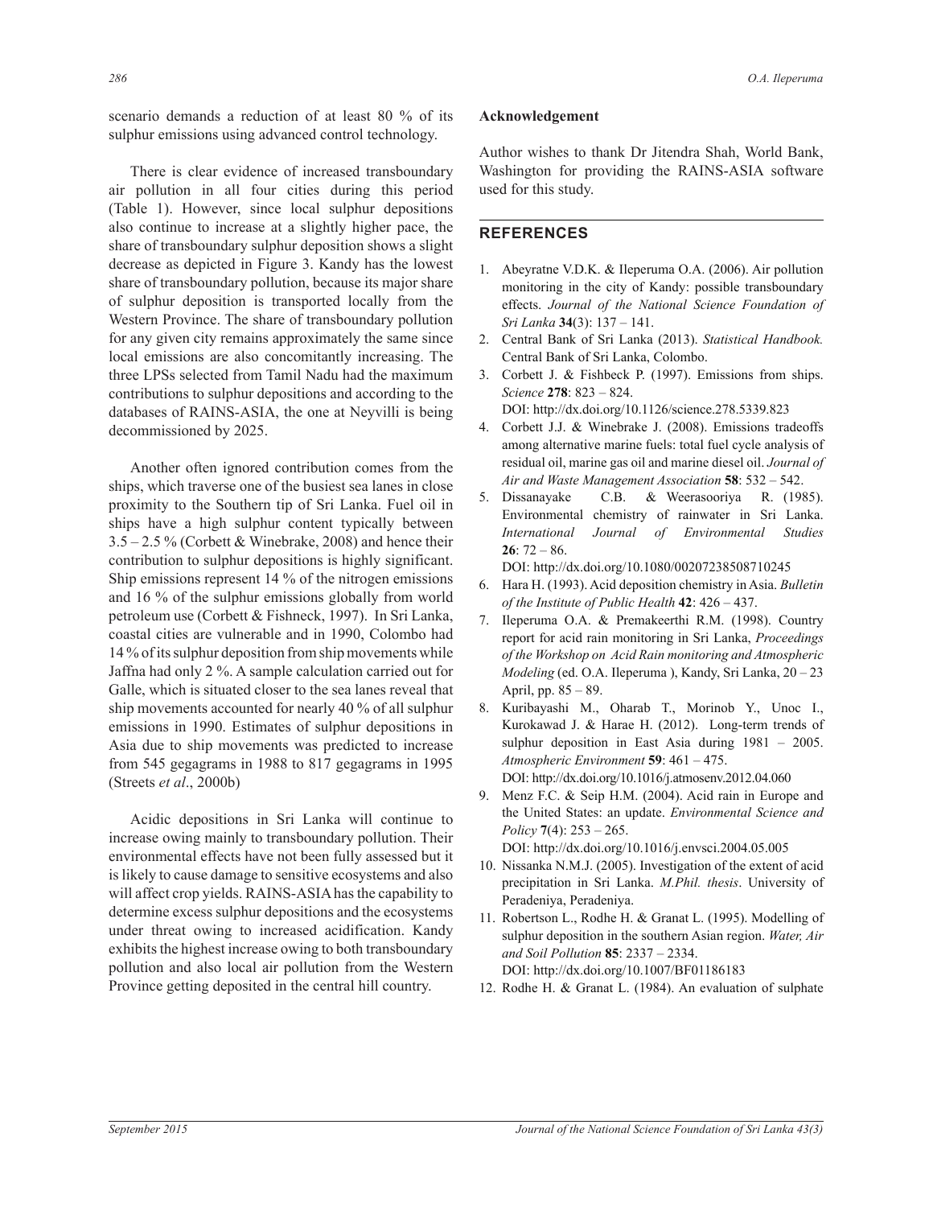scenario demands a reduction of at least 80 % of its sulphur emissions using advanced control technology.

There is clear evidence of increased transboundary air pollution in all four cities during this period (Table 1). However, since local sulphur depositions also continue to increase at a slightly higher pace, the share of transboundary sulphur deposition shows a slight decrease as depicted in Figure 3. Kandy has the lowest share of transboundary pollution, because its major share of sulphur deposition is transported locally from the Western Province. The share of transboundary pollution for any given city remains approximately the same since local emissions are also concomitantly increasing. The three LPSs selected from Tamil Nadu had the maximum contributions to sulphur depositions and according to the databases of RAINS-ASIA, the one at Neyvilli is being decommissioned by 2025.

Another often ignored contribution comes from the ships, which traverse one of the busiest sea lanes in close proximity to the Southern tip of Sri Lanka. Fuel oil in ships have a high sulphur content typically between 3.5 – 2.5 % (Corbett & Winebrake, 2008) and hence their contribution to sulphur depositions is highly significant. Ship emissions represent 14 % of the nitrogen emissions and 16 % of the sulphur emissions globally from world petroleum use (Corbett & Fishneck, 1997). In Sri Lanka, coastal cities are vulnerable and in 1990, Colombo had 14 % of its sulphur deposition from ship movements while Jaffna had only 2 %. A sample calculation carried out for Galle, which is situated closer to the sea lanes reveal that ship movements accounted for nearly 40 % of all sulphur emissions in 1990. Estimates of sulphur depositions in Asia due to ship movements was predicted to increase from 545 gegagrams in 1988 to 817 gegagrams in 1995 (Streets *et al*., 2000b)

Acidic depositions in Sri Lanka will continue to increase owing mainly to transboundary pollution. Their environmental effects have not been fully assessed but it is likely to cause damage to sensitive ecosystems and also will affect crop yields. RAINS-ASIA has the capability to determine excess sulphur depositions and the ecosystems under threat owing to increased acidification. Kandy exhibits the highest increase owing to both transboundary pollution and also local air pollution from the Western Province getting deposited in the central hill country.

### Acknowledgement

Author wishes to thank Dr Jitendra Shah, World Bank, Washington for providing the RAINS-ASIA software used for this study.

## REFERENCES

1. Abeyratne V.D.K. & Ileperuma O.A. (2006). Air pollution monitoring in the city of Kandy: possible transboundary effects. *Journal of the National Science Foundation of Sri Lanka* **34**(3): 137 – 141.
2. Central Bank of Sri Lanka (2013). *Statistical Handbook.* Central Bank of Sri Lanka, Colombo.
3. Corbett J. & Fishbeck P. (1997). Emissions from ships. *Science* **278**: 823 – 824. DOI: http://dx.doi.org/10.1126/science.278.5339.823
4. Corbett J.J. & Winebrake J. (2008). Emissions tradeoffs among alternative marine fuels: total fuel cycle analysis of residual oil, marine gas oil and marine diesel oil. *Journal of Air and Waste Management Association* **58**: 532 – 542.
5. Dissanayake C.B. & Weerasooriya R. (1985). Environmental chemistry of rainwater in Sri Lanka. *International Journal of Environmental Studies* **26**: 72 – 86. DOI: http://dx.doi.org/10.1080/00207238508710245
6. Hara H. (1993). Acid deposition chemistry in Asia. *Bulletin of the Institute of Public Health* **42**: 426 – 437.
7. Ileperuma O.A. & Premakeerthi R.M. (1998). Country report for acid rain monitoring in Sri Lanka, *Proceedings of the Workshop on Acid Rain monitoring and Atmospheric Modeling* (ed. O.A. Ileperuma ), Kandy, Sri Lanka, 20 – 23 April, pp. 85 – 89.
8. Kuribayashi M., Oharab T., Morinob Y., Unoc I., Kurokawad J. & Harae H. (2012). Long-term trends of sulphur deposition in East Asia during 1981 – 2005. *Atmospheric Environment* **59**: 461 – 475. DOI: http://dx.doi.org/10.1016/j.atmosenv.2012.04.060
9. Menz F.C. & Seip H.M. (2004). Acid rain in Europe and the United States: an update. *Environmental Science and Policy* **7**(4): 253 – 265. DOI: http://dx.doi.org/10.1016/j.envsci.2004.05.005
10. Nissanka N.M.J. (2005). Investigation of the extent of acid precipitation in Sri Lanka. *M.Phil. thesis*. University of Peradeniya, Peradeniya.
11. Robertson L., Rodhe H. & Granat L. (1995). Modelling of sulphur deposition in the southern Asian region. *Water, Air and Soil Pollution* **85**: 2337 – 2334. DOI: http://dx.doi.org/10.1007/BF01186183
12. Rodhe H. & Granat L. (1984). An evaluation of sulphate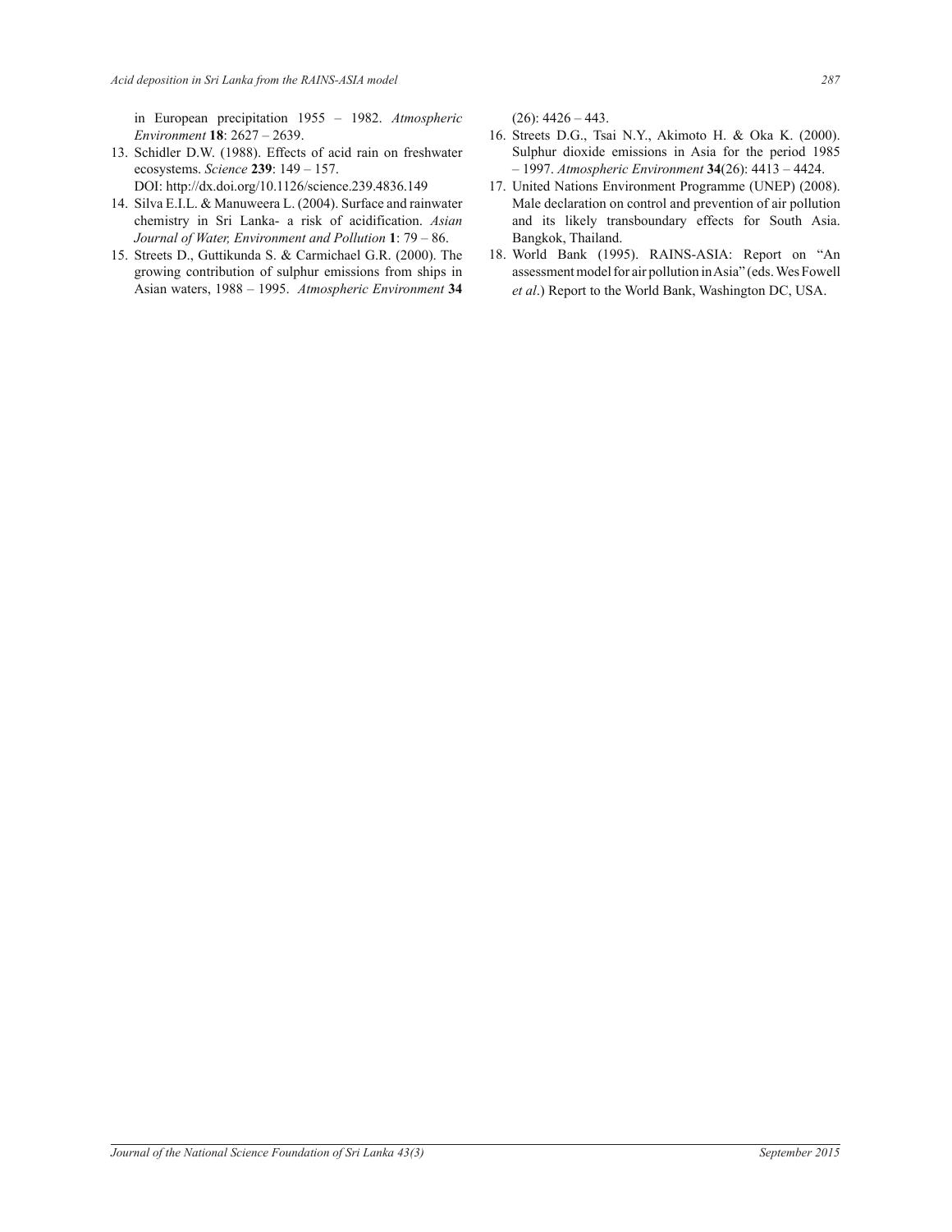in European precipitation 1955 – 1982. *Atmospheric Environment* **18**: 2627 – 2639.

13. Schidler D.W. (1988). Effects of acid rain on freshwater ecosystems. *Science* **239**: 149 – 157.
    DOI: http://dx.doi.org/10.1126/science.239.4836.149
14. Silva E.I.L. & Manuweera L. (2004). Surface and rainwater chemistry in Sri Lanka- a risk of acidification. *Asian Journal of Water, Environment and Pollution* **1**: 79 – 86.
15. Streets D., Guttikunda S. & Carmichael G.R. (2000). The growing contribution of sulphur emissions from ships in Asian waters, 1988 – 1995. *Atmospheric Environment* **34** (26): 4426 – 443.
16. Streets D.G., Tsai N.Y., Akimoto H. & Oka K. (2000). Sulphur dioxide emissions in Asia for the period 1985 – 1997. *Atmospheric Environment* **34**(26): 4413 – 4424.
17. United Nations Environment Programme (UNEP) (2008). Male declaration on control and prevention of air pollution and its likely transboundary effects for South Asia. Bangkok, Thailand.
18. World Bank (1995). RAINS-ASIA: Report on "An assessment model for air pollution in Asia" (eds. Wes Fowell *et al*.) Report to the World Bank, Washington DC, USA.